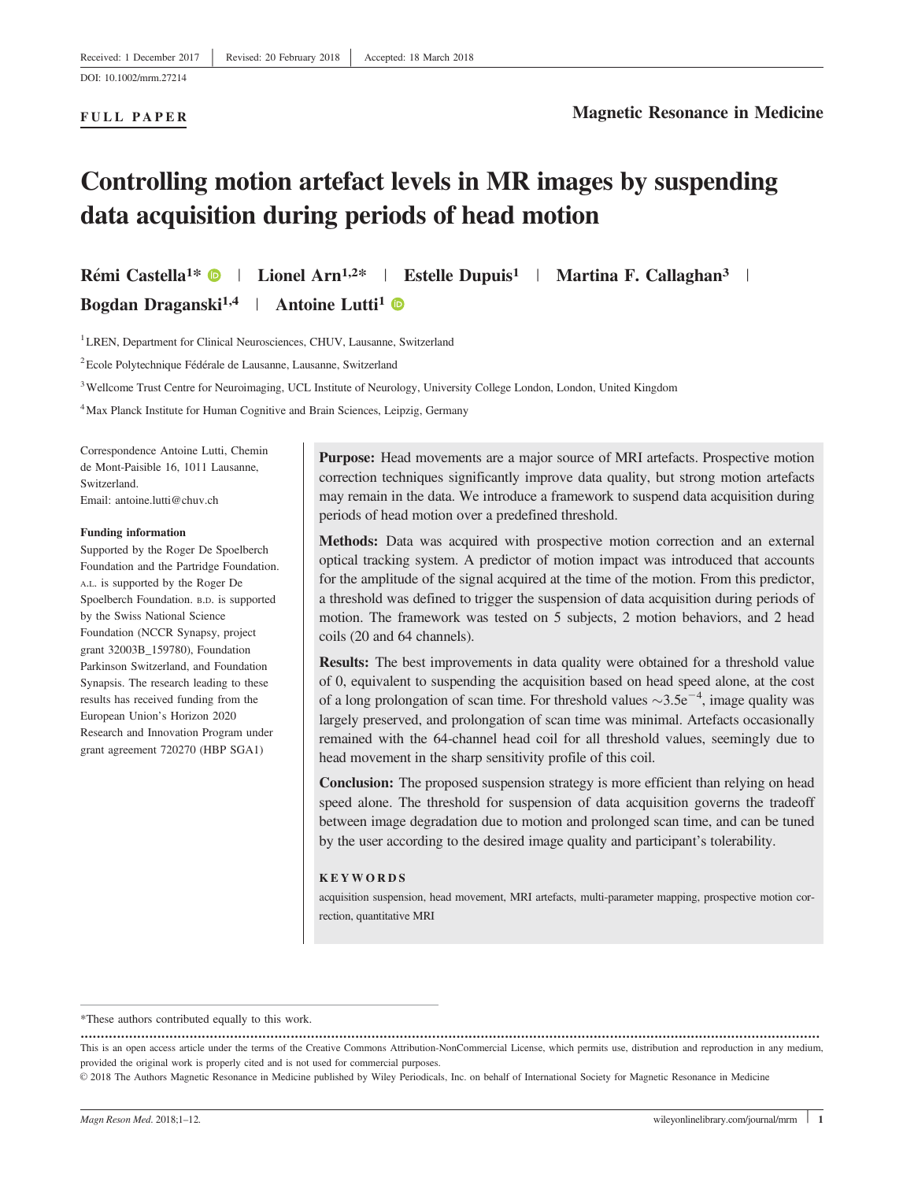Received: 1 December 2017 | Revised: 20 February 2018 | Accepted: 18 March 2018

DOI: 10.1002/mrm.27214

**FULL PAPER**

**Magnetic Resonance in Medicine**

# Controlling motion artefact levels in MR images by suspending data acquisition during periods of head motion

**Rémi Castella[1]* | Lionel Arn[1,2]* | Estelle Dupuis[1] | Martina F. Callaghan[3] | Bogdan Draganski[1,4] | Antoine Lutti[1]**

[1] LREN, Department for Clinical Neurosciences, CHUV, Lausanne, Switzerland

[2] Ecole Polytechnique Fédérale de Lausanne, Lausanne, Switzerland

[3] Wellcome Trust Centre for Neuroimaging, UCL Institute of Neurology, University College London, London, United Kingdom

[4] Max Planck Institute for Human Cognitive and Brain Sciences, Leipzig, Germany

Correspondence Antoine Lutti, Chemin de Mont-Paisible 16, 1011 Lausanne, Switzerland.
Email: antoine.lutti@chuv.ch

**Funding information**

Supported by the Roger De Spoelberch Foundation and the Partridge Foundation. A.L. is supported by the Roger De Spoelberch Foundation. B.D. is supported by the Swiss National Science Foundation (NCCR Synapsy, project grant 32003B_159780), Foundation Parkinson Switzerland, and Foundation Synapsis. The research leading to these results has received funding from the European Union's Horizon 2020 Research and Innovation Program under grant agreement 720270 (HBP SGA1)

**Purpose:** Head movements are a major source of MRI artefacts. Prospective motion correction techniques significantly improve data quality, but strong motion artefacts may remain in the data. We introduce a framework to suspend data acquisition during periods of head motion over a predefined threshold.

**Methods:** Data was acquired with prospective motion correction and an external optical tracking system. A predictor of motion impact was introduced that accounts for the amplitude of the signal acquired at the time of the motion. From this predictor, a threshold was defined to trigger the suspension of data acquisition during periods of motion. The framework was tested on 5 subjects, 2 motion behaviors, and 2 head coils (20 and 64 channels).

**Results:** The best improvements in data quality were obtained for a threshold value of 0, equivalent to suspending the acquisition based on head speed alone, at the cost of a long prolongation of scan time. For threshold values $\sim 3.5e^{-4}$, image quality was largely preserved, and prolongation of scan time was minimal. Artefacts occasionally remained with the 64-channel head coil for all threshold values, seemingly due to head movement in the sharp sensitivity profile of this coil.

**Conclusion:** The proposed suspension strategy is more efficient than relying on head speed alone. The threshold for suspension of data acquisition governs the tradeoff between image degradation due to motion and prolonged scan time, and can be tuned by the user according to the desired image quality and participant's tolerability.

**KEYWORDS**

acquisition suspension, head movement, MRI artefacts, multi-parameter mapping, prospective motion correction, quantitative MRI

*These authors contributed equally to this work.

This is an open access article under the terms of the Creative Commons Attribution-NonCommercial License, which permits use, distribution and reproduction in any medium, provided the original work is properly cited and is not used for commercial purposes.

© 2018 The Authors Magnetic Resonance in Medicine published by Wiley Periodicals, Inc. on behalf of International Society for Magnetic Resonance in Medicine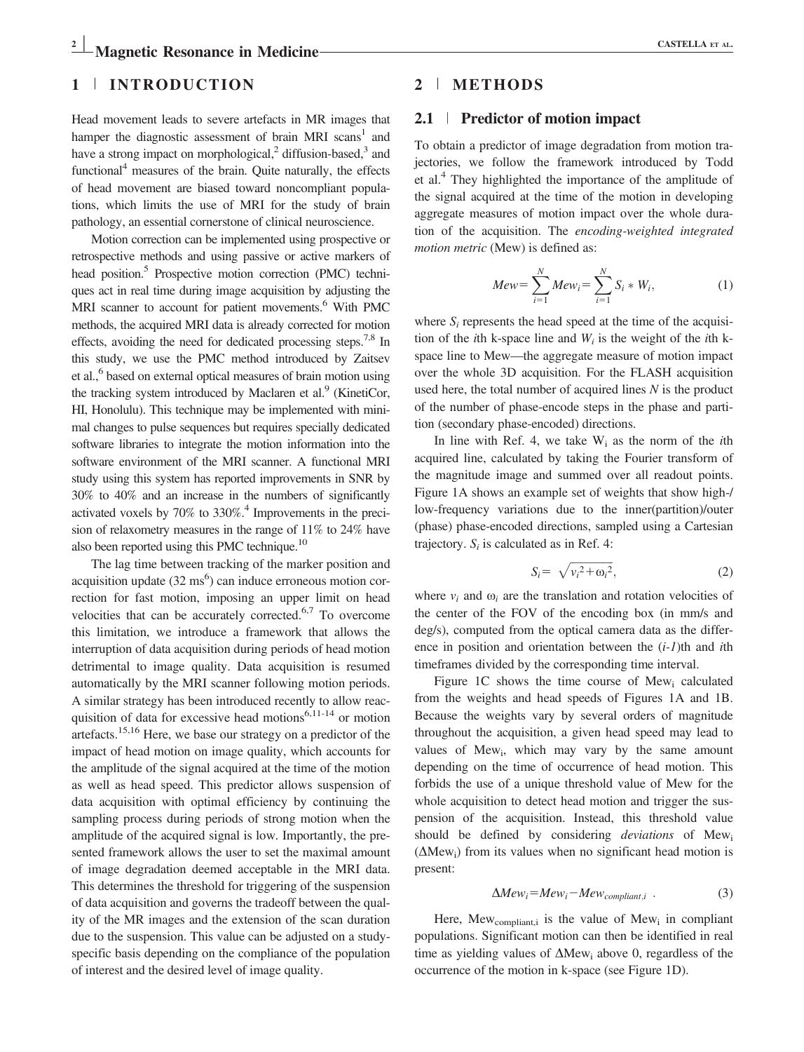## 1 | INTRODUCTION

Head movement leads to severe artefacts in MR images that hamper the diagnostic assessment of brain MRI scans[1] and have a strong impact on morphological,[2] diffusion-based,[3] and functional[4] measures of the brain. Quite naturally, the effects of head movement are biased toward noncompliant populations, which limits the use of MRI for the study of brain pathology, an essential cornerstone of clinical neuroscience.

Motion correction can be implemented using prospective or retrospective methods and using passive or active markers of head position.[5] Prospective motion correction (PMC) techniques act in real time during image acquisition by adjusting the MRI scanner to account for patient movements.[6] With PMC methods, the acquired MRI data is already corrected for motion effects, avoiding the need for dedicated processing steps.[7,8] In this study, we use the PMC method introduced by Zaitsev et al.,[6] based on external optical measures of brain motion using the tracking system introduced by Maclaren et al.[9] (KinetiCor, HI, Honolulu). This technique may be implemented with minimal changes to pulse sequences but requires specially dedicated software libraries to integrate the motion information into the software environment of the MRI scanner. A functional MRI study using this system has reported improvements in SNR by 30% to 40% and an increase in the numbers of significantly activated voxels by 70% to 330%.[4] Improvements in the precision of relaxometry measures in the range of 11% to 24% have also been reported using this PMC technique.[10]

The lag time between tracking of the marker position and acquisition update (32 ms[6]) can induce erroneous motion correction for fast motion, imposing an upper limit on head velocities that can be accurately corrected.[6,7] To overcome this limitation, we introduce a framework that allows the interruption of data acquisition during periods of head motion detrimental to image quality. Data acquisition is resumed automatically by the MRI scanner following motion periods. A similar strategy has been introduced recently to allow reacquisition of data for excessive head motions[6,11-14] or motion artefacts.[15,16] Here, we base our strategy on a predictor of the impact of head motion on image quality, which accounts for the amplitude of the signal acquired at the time of the motion as well as head speed. This predictor allows suspension of data acquisition with optimal efficiency by continuing the sampling process during periods of strong motion when the amplitude of the acquired signal is low. Importantly, the presented framework allows the user to set the maximal amount of image degradation deemed acceptable in the MRI data. This determines the threshold for triggering of the suspension of data acquisition and governs the tradeoff between the quality of the MR images and the extension of the scan duration due to the suspension. This value can be adjusted on a study-specific basis depending on the compliance of the population of interest and the desired level of image quality.

## 2 | METHODS

### 2.1 | Predictor of motion impact

To obtain a predictor of image degradation from motion trajectories, we follow the framework introduced by Todd et al.[4] They highlighted the importance of the amplitude of the signal acquired at the time of the motion in developing aggregate measures of motion impact over the whole duration of the acquisition. The *encoding-weighted integrated motion metric* (Mew) is defined as:

$$Mew = \sum_{i=1}^{N} Mew_i = \sum_{i=1}^{N} S_i * W_i, \tag{1}$$

where $S_i$ represents the head speed at the time of the acquisition of the $i$th k-space line and $W_i$ is the weight of the $i$th k-space line to Mew—the aggregate measure of motion impact over the whole 3D acquisition. For the FLASH acquisition used here, the total number of acquired lines $N$ is the product of the number of phase-encode steps in the phase and partition (secondary phase-encoded) directions.

In line with Ref. 4, we take $W_i$ as the norm of the $i$th acquired line, calculated by taking the Fourier transform of the magnitude image and summed over all readout points. Figure 1A shows an example set of weights that show high-/low-frequency variations due to the inner(partition)/outer (phase) phase-encoded directions, sampled using a Cartesian trajectory. $S_i$ is calculated as in Ref. 4:

$$S_i = \sqrt{v_i^2 + \omega_i^2}, \tag{2}$$

where $v_i$ and $\omega_i$ are the translation and rotation velocities of the center of the FOV of the encoding box (in mm/s and deg/s), computed from the optical camera data as the difference in position and orientation between the $(i\text{-}1)$th and $i$th timeframes divided by the corresponding time interval.

Figure 1C shows the time course of $Mew_i$ calculated from the weights and head speeds of Figures 1A and 1B. Because the weights vary by several orders of magnitude throughout the acquisition, a given head speed may lead to values of $Mew_i$, which may vary by the same amount depending on the time of occurrence of head motion. This forbids the use of a unique threshold value of Mew for the whole acquisition to detect head motion and trigger the suspension of the acquisition. Instead, this threshold value should be defined by considering *deviations* of $Mew_i$ ($\Delta Mew_i$) from its values when no significant head motion is present:

$$\Delta Mew_i = Mew_i - Mew_{compliant,i} \ . \tag{3}$$

Here, $Mew_{compliant,i}$ is the value of $Mew_i$ in compliant populations. Significant motion can then be identified in real time as yielding values of $\Delta Mew_i$ above 0, regardless of the occurrence of the motion in k-space (see Figure 1D).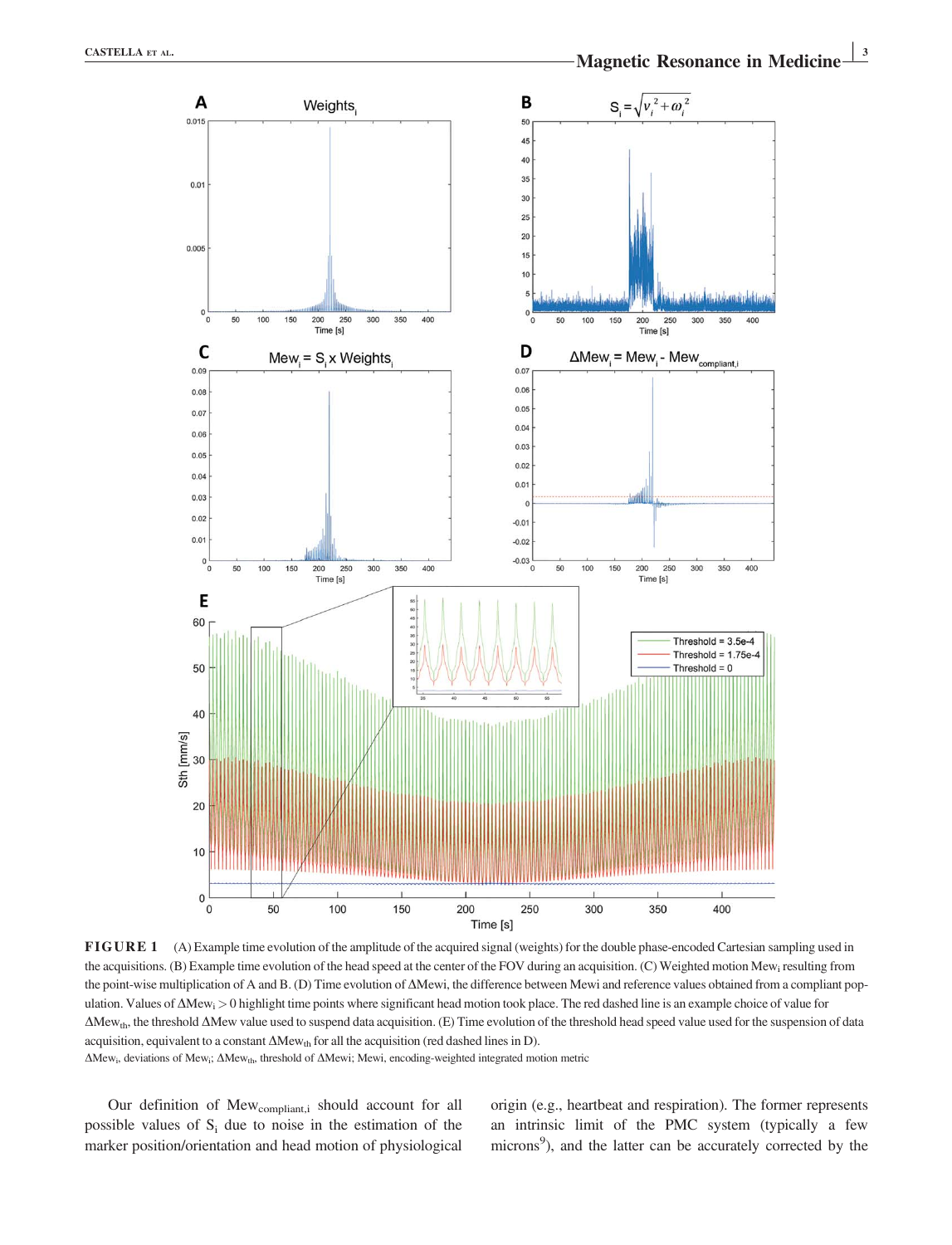**FIGURE 1** (A) Example time evolution of the amplitude of the acquired signal (weights) for the double phase-encoded Cartesian sampling used in the acquisitions. (B) Example time evolution of the head speed at the center of the FOV during an acquisition. (C) Weighted motion $Mew_i$ resulting from the point-wise multiplication of A and B. (D) Time evolution of $\Delta Mew_i$, the difference between Mewi and reference values obtained from a compliant population. Values of $\Delta Mew_i > 0$ highlight time points where significant head motion took place. The red dashed line is an example choice of value for $\Delta Mew_{th}$, the threshold $\Delta Mew$ value used to suspend data acquisition. (E) Time evolution of the threshold head speed value used for the suspension of data acquisition, equivalent to a constant $\Delta Mew_{th}$ for all the acquisition (red dashed lines in D).

$\Delta Mew_i$, deviations of $Mew_i$; $\Delta Mew_{th}$, threshold of $\Delta Mewi$; Mewi, encoding-weighted integrated motion metric

Our definition of $Mew_{compliant,i}$ should account for all possible values of $S_i$ due to noise in the estimation of the marker position/orientation and head motion of physiological origin (e.g., heartbeat and respiration). The former represents an intrinsic limit of the PMC system (typically a few microns[9]), and the latter can be accurately corrected by the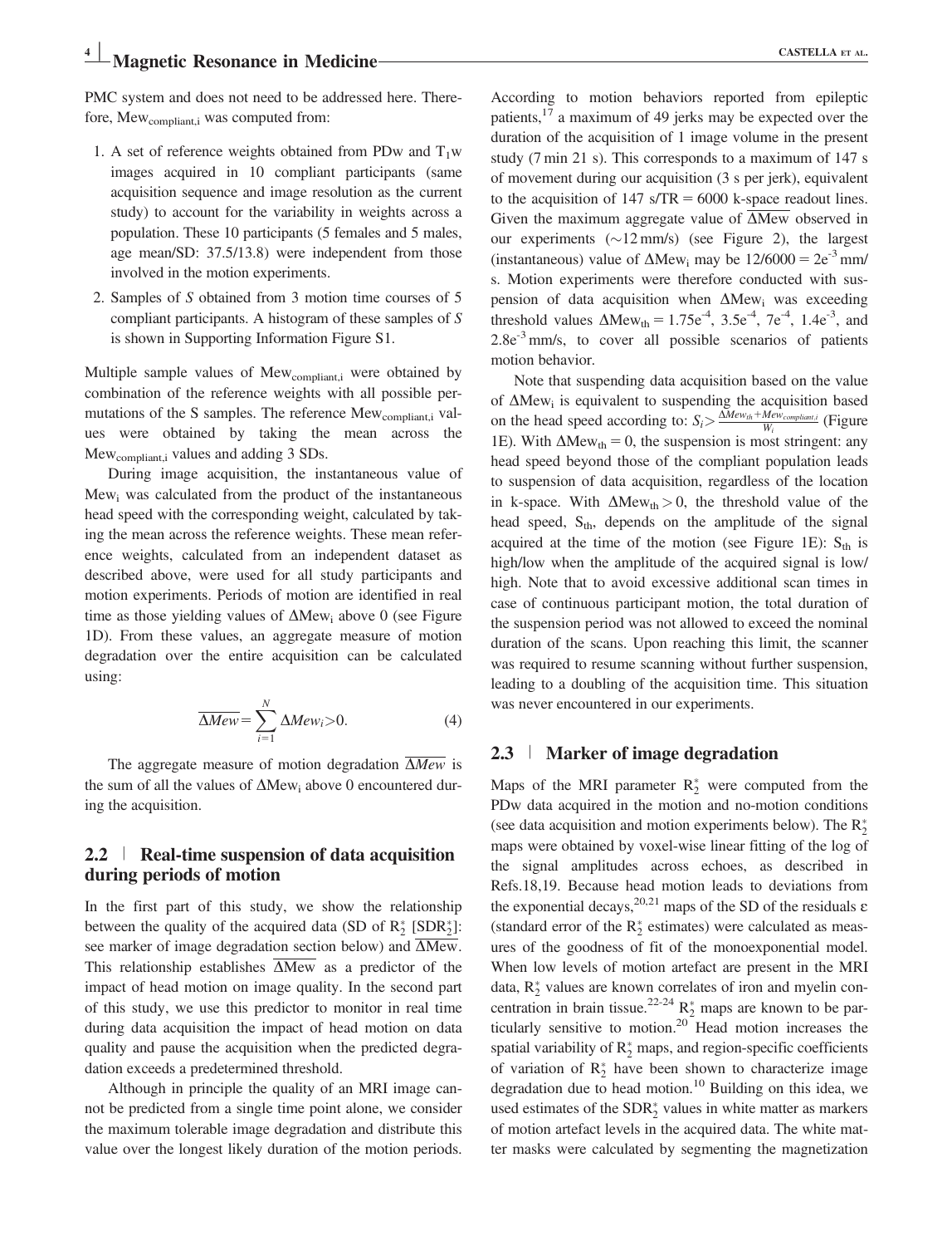PMC system and does not need to be addressed here. Therefore, $Mew_{compliant,i}$ was computed from:

1. A set of reference weights obtained from PDw and $T_1$w images acquired in 10 compliant participants (same acquisition sequence and image resolution as the current study) to account for the variability in weights across a population. These 10 participants (5 females and 5 males, age mean/SD: 37.5/13.8) were independent from those involved in the motion experiments.
2. Samples of $S$ obtained from 3 motion time courses of 5 compliant participants. A histogram of these samples of $S$ is shown in Supporting Information Figure S1.

Multiple sample values of $Mew_{compliant,i}$ were obtained by combination of the reference weights with all possible permutations of the S samples. The reference $Mew_{compliant,i}$ values were obtained by taking the mean across the $Mew_{compliant,i}$ values and adding 3 SDs.

During image acquisition, the instantaneous value of $Mew_i$ was calculated from the product of the instantaneous head speed with the corresponding weight, calculated by taking the mean across the reference weights. These mean reference weights, calculated from an independent dataset as described above, were used for all study participants and motion experiments. Periods of motion are identified in real time as those yielding values of $\Delta Mew_i$ above 0 (see Figure 1D). From these values, an aggregate measure of motion degradation over the entire acquisition can be calculated using:

$$\overline{\Delta Mew} = \sum_{i=1}^{N} \Delta Mew_i > 0. \tag{4}$$

The aggregate measure of motion degradation $\overline{\Delta Mew}$ is the sum of all the values of $\Delta Mew_i$ above 0 encountered during the acquisition.

## 2.2 | Real-time suspension of data acquisition during periods of motion

In the first part of this study, we show the relationship between the quality of the acquired data (SD of $R_2^*$ [$SDR_2^*$]: see marker of image degradation section below) and $\overline{\Delta Mew}$. This relationship establishes $\overline{\Delta Mew}$ as a predictor of the impact of head motion on image quality. In the second part of this study, we use this predictor to monitor in real time during data acquisition the impact of head motion on data quality and pause the acquisition when the predicted degradation exceeds a predetermined threshold.

Although in principle the quality of an MRI image cannot be predicted from a single time point alone, we consider the maximum tolerable image degradation and distribute this value over the longest likely duration of the motion periods. According to motion behaviors reported from epileptic patients,[17] a maximum of 49 jerks may be expected over the duration of the acquisition of 1 image volume in the present study (7 min 21 s). This corresponds to a maximum of 147 s of movement during our acquisition (3 s per jerk), equivalent to the acquisition of 147 s/TR = 6000 k-space readout lines. Given the maximum aggregate value of $\overline{\Delta Mew}$ observed in our experiments (~12 mm/s) (see Figure 2), the largest (instantaneous) value of $\Delta Mew_i$ may be 12/6000 = $2e^{-3}$ mm/s. Motion experiments were therefore conducted with suspension of data acquisition when $\Delta Mew_i$ was exceeding threshold values $\Delta Mew_{th}$ = $1.75e^{-4}$, $3.5e^{-4}$, $7e^{-4}$, $1.4e^{-3}$, and $2.8e^{-3}$ mm/s, to cover all possible scenarios of patients motion behavior.

Note that suspending data acquisition based on the value of $\Delta Mew_i$ is equivalent to suspending the acquisition based on the head speed according to: $S_i > \frac{\Delta Mew_{th} + Mew_{compliant,i}}{W_i}$ (Figure 1E). With $\Delta Mew_{th} = 0$, the suspension is most stringent: any head speed beyond those of the compliant population leads to suspension of data acquisition, regardless of the location in k-space. With $\Delta Mew_{th} > 0$, the threshold value of the head speed, $S_{th}$, depends on the amplitude of the signal acquired at the time of the motion (see Figure 1E): $S_{th}$ is high/low when the amplitude of the acquired signal is low/high. Note that to avoid excessive additional scan times in case of continuous participant motion, the total duration of the suspension period was not allowed to exceed the nominal duration of the scans. Upon reaching this limit, the scanner was required to resume scanning without further suspension, leading to a doubling of the acquisition time. This situation was never encountered in our experiments.

## 2.3 | Marker of image degradation

Maps of the MRI parameter $R_2^*$ were computed from the PDw data acquired in the motion and no-motion conditions (see data acquisition and motion experiments below). The $R_2^*$ maps were obtained by voxel-wise linear fitting of the log of the signal amplitudes across echoes, as described in Refs.[18,19]. Because head motion leads to deviations from the exponential decays,[20,21] maps of the SD of the residuals ε (standard error of the $R_2^*$ estimates) were calculated as measures of the goodness of fit of the monoexponential model. When low levels of motion artefact are present in the MRI data, $R_2^*$ values are known correlates of iron and myelin concentration in brain tissue.[22-24] $R_2^*$ maps are known to be particularly sensitive to motion.[20] Head motion increases the spatial variability of $R_2^*$ maps, and region-specific coefficients of variation of $R_2^*$ have been shown to characterize image degradation due to head motion.[10] Building on this idea, we used estimates of the $SDR_2^*$ values in white matter as markers of motion artefact levels in the acquired data. The white matter masks were calculated by segmenting the magnetization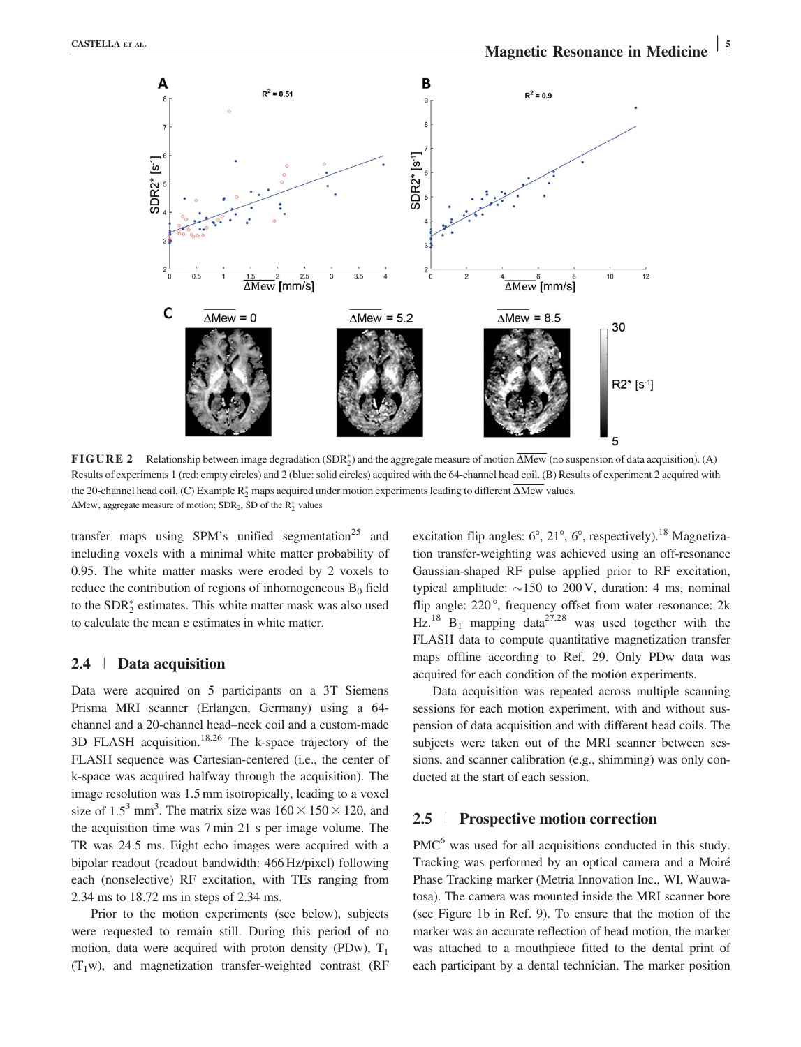FIGURE 2 Relationship between image degradation ($SDR_2^*$) and the aggregate measure of motion $\overline{\Delta Mew}$ (no suspension of data acquisition). (A) Results of experiments 1 (red: empty circles) and 2 (blue: solid circles) acquired with the 64-channel head coil. (B) Results of experiment 2 acquired with the 20-channel head coil. (C) Example $R_2^*$ maps acquired under motion experiments leading to different $\overline{\Delta Mew}$ values.
$\overline{\Delta Mew}$, aggregate measure of motion; $SDR_2$, SD of the $R_2^*$ values

transfer maps using SPM's unified segmentation[25] and including voxels with a minimal white matter probability of 0.95. The white matter masks were eroded by 2 voxels to reduce the contribution of regions of inhomogeneous $B_0$ field to the $SDR_2^*$ estimates. This white matter mask was also used to calculate the mean ε estimates in white matter.

## 2.4 | Data acquisition

Data were acquired on 5 participants on a 3T Siemens Prisma MRI scanner (Erlangen, Germany) using a 64-channel and a 20-channel head–neck coil and a custom-made 3D FLASH acquisition.[18,26] The k-space trajectory of the FLASH sequence was Cartesian-centered (i.e., the center of k-space was acquired halfway through the acquisition). The image resolution was 1.5 mm isotropically, leading to a voxel size of $1.5^3$ mm$^3$. The matrix size was $160 \times 150 \times 120$, and the acquisition time was 7 min 21 s per image volume. The TR was 24.5 ms. Eight echo images were acquired with a bipolar readout (readout bandwidth: 466 Hz/pixel) following each (nonselective) RF excitation, with TEs ranging from 2.34 ms to 18.72 ms in steps of 2.34 ms.

Prior to the motion experiments (see below), subjects were requested to remain still. During this period of no motion, data were acquired with proton density (PDw), $T_1$ ($T_1$w), and magnetization transfer-weighted contrast (RF excitation flip angles: 6°, 21°, 6°, respectively).[18] Magnetization transfer-weighting was achieved using an off-resonance Gaussian-shaped RF pulse applied prior to RF excitation, typical amplitude: ~150 to 200 V, duration: 4 ms, nominal flip angle: 220°, frequency offset from water resonance: 2k Hz.[18] $B_1$ mapping data[27,28] was used together with the FLASH data to compute quantitative magnetization transfer maps offline according to Ref. 29. Only PDw data was acquired for each condition of the motion experiments.

Data acquisition was repeated across multiple scanning sessions for each motion experiment, with and without suspension of data acquisition and with different head coils. The subjects were taken out of the MRI scanner between sessions, and scanner calibration (e.g., shimming) was only conducted at the start of each session.

## 2.5 | Prospective motion correction

PMC[6] was used for all acquisitions conducted in this study. Tracking was performed by an optical camera and a Moiré Phase Tracking marker (Metria Innovation Inc., WI, Wauwatosa). The camera was mounted inside the MRI scanner bore (see Figure 1b in Ref. 9). To ensure that the motion of the marker was an accurate reflection of head motion, the marker was attached to a mouthpiece fitted to the dental print of each participant by a dental technician. The marker position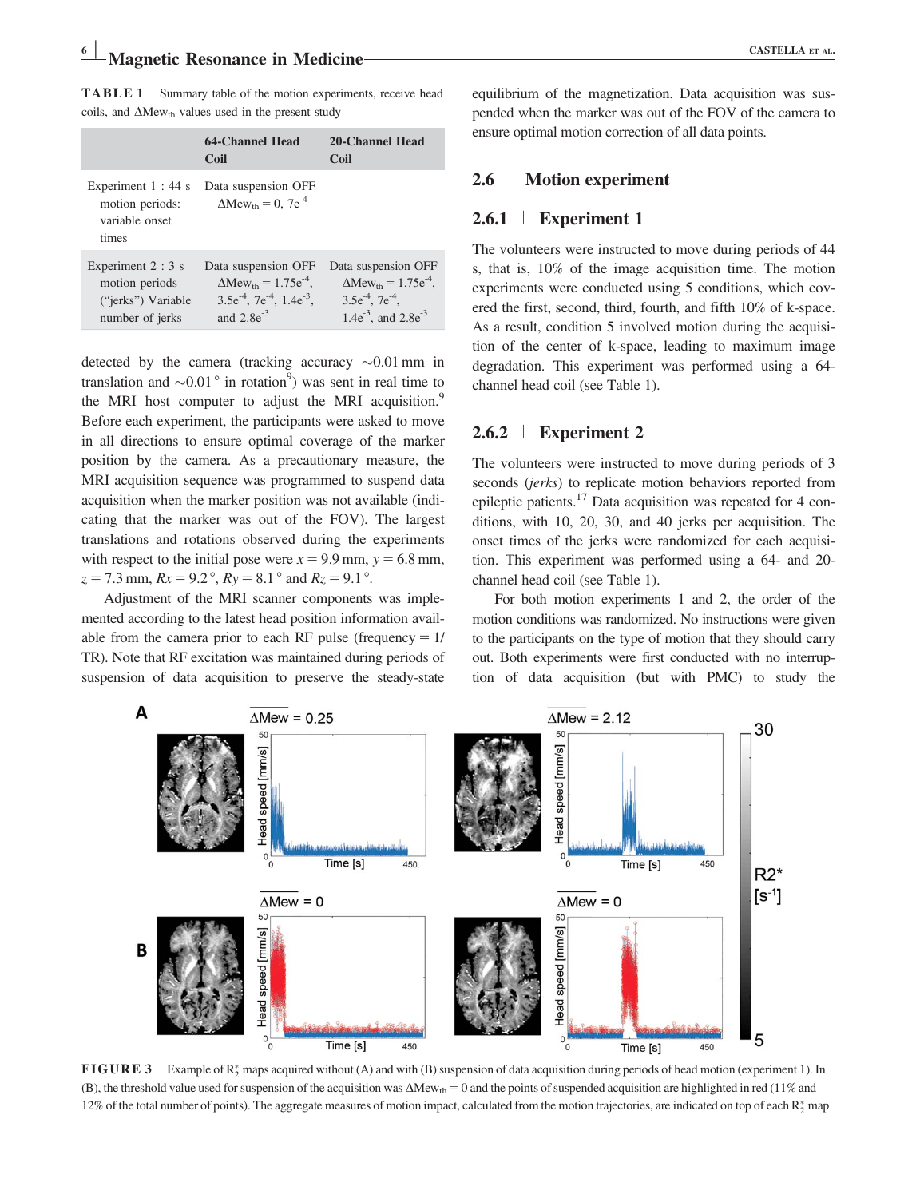**TABLE 1** Summary table of the motion experiments, receive head coils, and $\Delta Mew_{th}$ values used in the present study

| | 64-Channel Head Coil | 20-Channel Head Coil |
|---|---|---|
| Experiment 1 : 44 s motion periods: variable onset times | Data suspension OFF $\Delta Mew_{th} = 0$, $7e^{-4}$ | |
| Experiment 2 : 3 s motion periods ("jerks") Variable number of jerks | Data suspension OFF $\Delta Mew_{th} = 1.75e^{-4}$, $3.5e^{-4}$, $7e^{-4}$, $1.4e^{-3}$, and $2.8e^{-3}$ | Data suspension OFF $\Delta Mew_{th} = 1{,}75e^{-4}$, $3.5e^{-4}$, $7e^{-4}$, $1.4e^{-3}$, and $2.8e^{-3}$ |

detected by the camera (tracking accuracy ∼0.01 mm in translation and ∼0.01° in rotation[9]) was sent in real time to the MRI host computer to adjust the MRI acquisition.[9] Before each experiment, the participants were asked to move in all directions to ensure optimal coverage of the marker position by the camera. As a precautionary measure, the MRI acquisition sequence was programmed to suspend data acquisition when the marker position was not available (indicating that the marker was out of the FOV). The largest translations and rotations observed during the experiments with respect to the initial pose were $x = 9.9$ mm, $y = 6.8$ mm, $z = 7.3$ mm, $Rx = 9.2°$, $Ry = 8.1°$ and $Rz = 9.1°$.

Adjustment of the MRI scanner components was implemented according to the latest head position information available from the camera prior to each RF pulse (frequency = 1/TR). Note that RF excitation was maintained during periods of suspension of data acquisition to preserve the steady-state equilibrium of the magnetization. Data acquisition was suspended when the marker was out of the FOV of the camera to ensure optimal motion correction of all data points.

## 2.6 | Motion experiment

### 2.6.1 | Experiment 1

The volunteers were instructed to move during periods of 44 s, that is, 10% of the image acquisition time. The motion experiments were conducted using 5 conditions, which covered the first, second, third, fourth, and fifth 10% of k-space. As a result, condition 5 involved motion during the acquisition of the center of k-space, leading to maximum image degradation. This experiment was performed using a 64-channel head coil (see Table 1).

### 2.6.2 | Experiment 2

The volunteers were instructed to move during periods of 3 seconds (*jerks*) to replicate motion behaviors reported from epileptic patients.[17] Data acquisition was repeated for 4 conditions, with 10, 20, 30, and 40 jerks per acquisition. The onset times of the jerks were randomized for each acquisition. This experiment was performed using a 64- and 20-channel head coil (see Table 1).

For both motion experiments 1 and 2, the order of the motion conditions was randomized. No instructions were given to the participants on the type of motion that they should carry out. Both experiments were first conducted with no interruption of data acquisition (but with PMC) to study the

**FIGURE 3** Example of $R_2^*$ maps acquired without (A) and with (B) suspension of data acquisition during periods of head motion (experiment 1). In (B), the threshold value used for suspension of the acquisition was $\Delta Mew_{th} = 0$ and the points of suspended acquisition are highlighted in red (11% and 12% of the total number of points). The aggregate measures of motion impact, calculated from the motion trajectories, are indicated on top of each $R_2^*$ map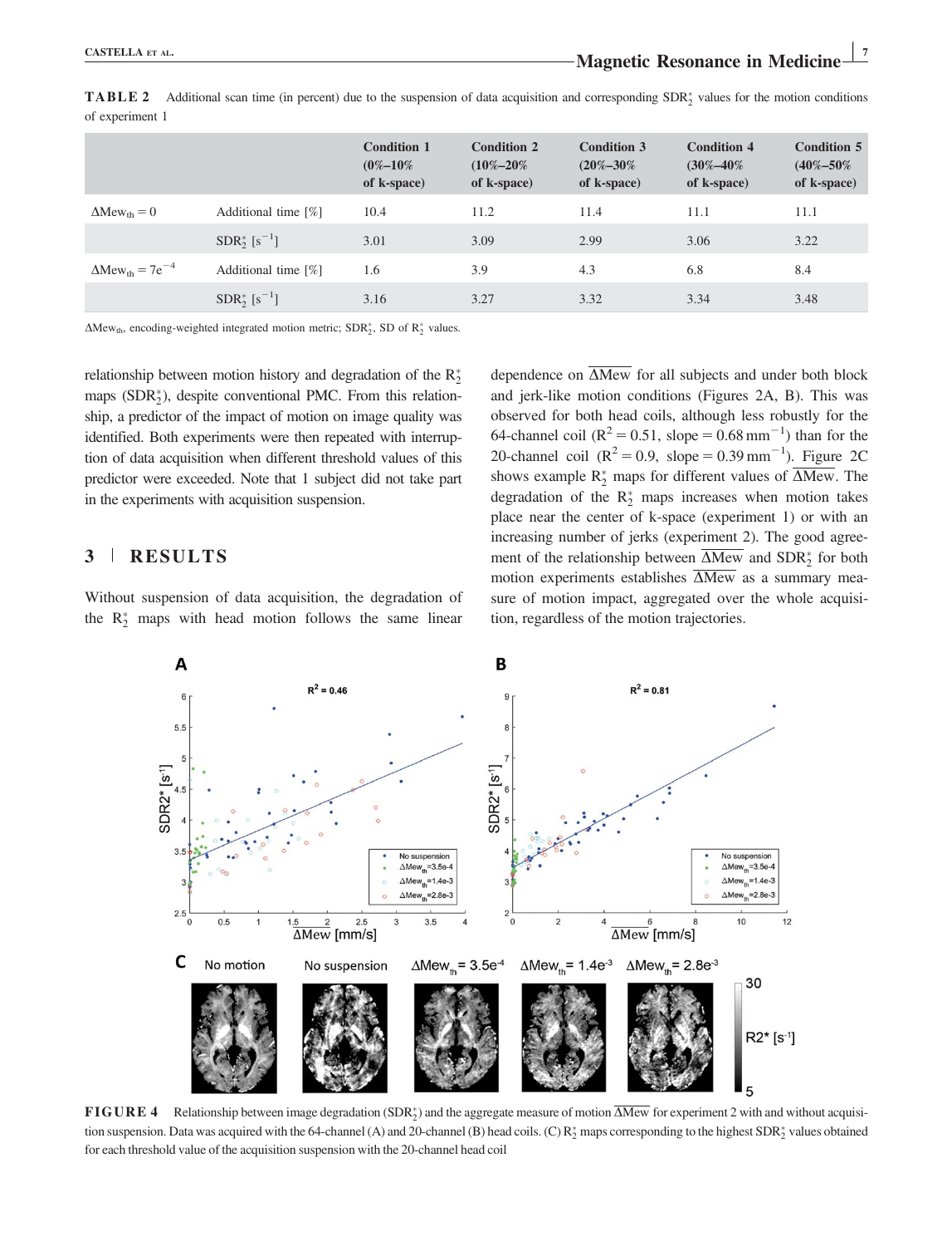**TABLE 2** Additional scan time (in percent) due to the suspension of data acquisition and corresponding $SDR_2^*$ values for the motion conditions of experiment 1

| | | Condition 1 (0%–10% of k-space) | Condition 2 (10%–20% of k-space) | Condition 3 (20%–30% of k-space) | Condition 4 (30%–40% of k-space) | Condition 5 (40%–50% of k-space) |
|---|---|---|---|---|---|---|
| $\Delta Mew_{th} = 0$ | Additional time [%] | 10.4 | 11.2 | 11.4 | 11.1 | 11.1 |
| | $SDR_2^*$ [$s^{-1}$] | 3.01 | 3.09 | 2.99 | 3.06 | 3.22 |
| $\Delta Mew_{th} = 7e^{-4}$ | Additional time [%] | 1.6 | 3.9 | 4.3 | 6.8 | 8.4 |
| | $SDR_2^*$ [$s^{-1}$] | 3.16 | 3.27 | 3.32 | 3.34 | 3.48 |

$\Delta Mew_{th}$, encoding-weighted integrated motion metric; $SDR_2^*$, SD of $R_2^*$ values.

relationship between motion history and degradation of the $R_2^*$ maps ($SDR_2^*$), despite conventional PMC. From this relationship, a predictor of the impact of motion on image quality was identified. Both experiments were then repeated with interruption of data acquisition when different threshold values of this predictor were exceeded. Note that 1 subject did not take part in the experiments with acquisition suspension.

## 3 | RESULTS

Without suspension of data acquisition, the degradation of the $R_2^*$ maps with head motion follows the same linear dependence on $\overline{\Delta Mew}$ for all subjects and under both block and jerk-like motion conditions (Figures 2A, B). This was observed for both head coils, although less robustly for the 64-channel coil ($R^2 = 0.51$, slope = 0.68 $mm^{-1}$) than for the 20-channel coil ($R^2 = 0.9$, slope = 0.39 $mm^{-1}$). Figure 2C shows example $R_2^*$ maps for different values of $\overline{\Delta Mew}$. The degradation of the $R_2^*$ maps increases when motion takes place near the center of k-space (experiment 1) or with an increasing number of jerks (experiment 2). The good agreement of the relationship between $\overline{\Delta Mew}$ and $SDR_2^*$ for both motion experiments establishes $\overline{\Delta Mew}$ as a summary measure of motion impact, aggregated over the whole acquisition, regardless of the motion trajectories.

**FIGURE 4** Relationship between image degradation ($SDR_2^*$) and the aggregate measure of motion $\overline{\Delta Mew}$ for experiment 2 with and without acquisition suspension. Data was acquired with the 64-channel (A) and 20-channel (B) head coils. (C) $R_2^*$ maps corresponding to the highest $SDR_2^*$ values obtained for each threshold value of the acquisition suspension with the 20-channel head coil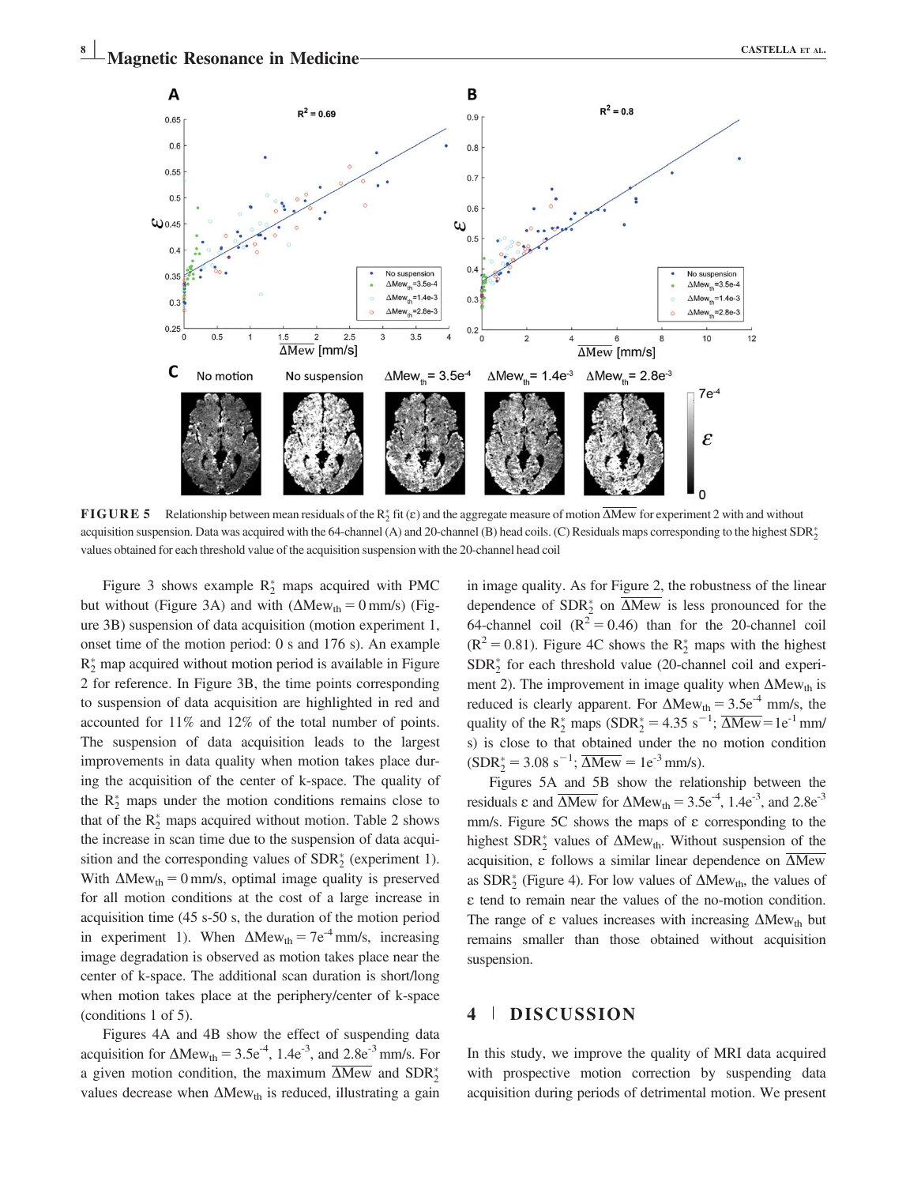**FIGURE 5** Relationship between mean residuals of the $R_2^*$ fit ($\varepsilon$) and the aggregate measure of motion $\overline{\Delta\text{Mew}}$ for experiment 2 with and without acquisition suspension. Data was acquired with the 64-channel (A) and 20-channel (B) head coils. (C) Residuals maps corresponding to the highest $\text{SDR}_2^*$ values obtained for each threshold value of the acquisition suspension with the 20-channel head coil

Figure 3 shows example $R_2^*$ maps acquired with PMC but without (Figure 3A) and with ($\Delta\text{Mew}_{\text{th}} = 0$ mm/s) (Figure 3B) suspension of data acquisition (motion experiment 1, onset time of the motion period: 0 s and 176 s). An example $R_2^*$ map acquired without motion period is available in Figure 2 for reference. In Figure 3B, the time points corresponding to suspension of data acquisition are highlighted in red and accounted for 11% and 12% of the total number of points. The suspension of data acquisition leads to the largest improvements in data quality when motion takes place during the acquisition of the center of k-space. The quality of the $R_2^*$ maps under the motion conditions remains close to that of the $R_2^*$ maps acquired without motion. Table 2 shows the increase in scan time due to the suspension of data acquisition and the corresponding values of $\text{SDR}_2^*$ (experiment 1). With $\Delta\text{Mew}_{\text{th}} = 0$ mm/s, optimal image quality is preserved for all motion conditions at the cost of a large increase in acquisition time (45 s-50 s, the duration of the motion period in experiment 1). When $\Delta\text{Mew}_{\text{th}} = 7\text{e}^{-4}$ mm/s, increasing image degradation is observed as motion takes place near the center of k-space. The additional scan duration is short/long when motion takes place at the periphery/center of k-space (conditions 1 of 5).

Figures 4A and 4B show the effect of suspending data acquisition for $\Delta\text{Mew}_{\text{th}} = 3.5\text{e}^{-4}$, $1.4\text{e}^{-3}$, and $2.8\text{e}^{-3}$ mm/s. For a given motion condition, the maximum $\overline{\Delta\text{Mew}}$ and $\text{SDR}_2^*$ values decrease when $\Delta\text{Mew}_{\text{th}}$ is reduced, illustrating a gain in image quality. As for Figure 2, the robustness of the linear dependence of $\text{SDR}_2^*$ on $\overline{\Delta\text{Mew}}$ is less pronounced for the 64-channel coil ($R^2 = 0.46$) than for the 20-channel coil ($R^2 = 0.81$). Figure 4C shows the $R_2^*$ maps with the highest $\text{SDR}_2^*$ for each threshold value (20-channel coil and experiment 2). The improvement in image quality when $\Delta\text{Mew}_{\text{th}}$ is reduced is clearly apparent. For $\Delta\text{Mew}_{\text{th}} = 3.5\text{e}^{-4}$ mm/s, the quality of the $R_2^*$ maps ($\text{SDR}_2^* = 4.35$ s$^{-1}$; $\overline{\Delta\text{Mew}} = 1\text{e}^{-1}$ mm/s) is close to that obtained under the no motion condition ($\text{SDR}_2^* = 3.08$ s$^{-1}$; $\overline{\Delta\text{Mew}} = 1\text{e}^{-3}$ mm/s).

Figures 5A and 5B show the relationship between the residuals $\varepsilon$ and $\overline{\Delta\text{Mew}}$ for $\Delta\text{Mew}_{\text{th}} = 3.5\text{e}^{-4}$, $1.4\text{e}^{-3}$, and $2.8\text{e}^{-3}$ mm/s. Figure 5C shows the maps of $\varepsilon$ corresponding to the highest $\text{SDR}_2^*$ values of $\Delta\text{Mew}_{\text{th}}$. Without suspension of the acquisition, $\varepsilon$ follows a similar linear dependence on $\overline{\Delta\text{Mew}}$ as $\text{SDR}_2^*$ (Figure 4). For low values of $\Delta\text{Mew}_{\text{th}}$, the values of $\varepsilon$ tend to remain near the values of the no-motion condition. The range of $\varepsilon$ values increases with increasing $\Delta\text{Mew}_{\text{th}}$ but remains smaller than those obtained without acquisition suspension.

## 4 | DISCUSSION

In this study, we improve the quality of MRI data acquired with prospective motion correction by suspending data acquisition during periods of detrimental motion. We present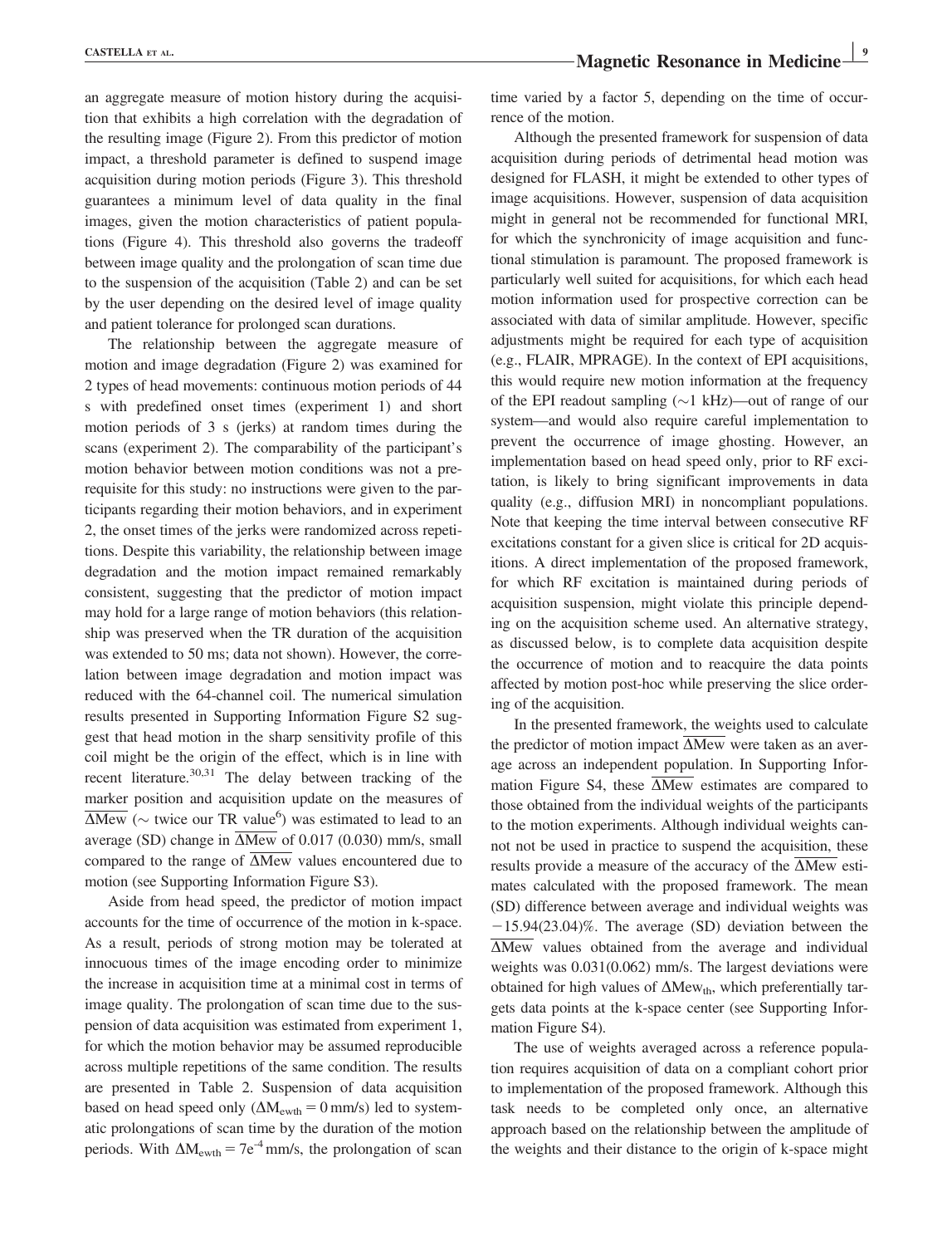an aggregate measure of motion history during the acquisition that exhibits a high correlation with the degradation of the resulting image (Figure 2). From this predictor of motion impact, a threshold parameter is defined to suspend image acquisition during motion periods (Figure 3). This threshold guarantees a minimum level of data quality in the final images, given the motion characteristics of patient populations (Figure 4). This threshold also governs the tradeoff between image quality and the prolongation of scan time due to the suspension of the acquisition (Table 2) and can be set by the user depending on the desired level of image quality and patient tolerance for prolonged scan durations.

The relationship between the aggregate measure of motion and image degradation (Figure 2) was examined for 2 types of head movements: continuous motion periods of 44 s with predefined onset times (experiment 1) and short motion periods of 3 s (jerks) at random times during the scans (experiment 2). The comparability of the participant's motion behavior between motion conditions was not a prerequisite for this study: no instructions were given to the participants regarding their motion behaviors, and in experiment 2, the onset times of the jerks were randomized across repetitions. Despite this variability, the relationship between image degradation and the motion impact remained remarkably consistent, suggesting that the predictor of motion impact may hold for a large range of motion behaviors (this relationship was preserved when the TR duration of the acquisition was extended to 50 ms; data not shown). However, the correlation between image degradation and motion impact was reduced with the 64-channel coil. The numerical simulation results presented in Supporting Information Figure S2 suggest that head motion in the sharp sensitivity profile of this coil might be the origin of the effect, which is in line with recent literature.[30,31] The delay between tracking of the marker position and acquisition update on the measures of $\overline{\Delta\text{Mew}}$ (~ twice our TR value[6]) was estimated to lead to an average (SD) change in $\overline{\Delta\text{Mew}}$ of 0.017 (0.030) mm/s, small compared to the range of $\overline{\Delta\text{Mew}}$ values encountered due to motion (see Supporting Information Figure S3).

Aside from head speed, the predictor of motion impact accounts for the time of occurrence of the motion in k-space. As a result, periods of strong motion may be tolerated at innocuous times of the image encoding order to minimize the increase in acquisition time at a minimal cost in terms of image quality. The prolongation of scan time due to the suspension of data acquisition was estimated from experiment 1, for which the motion behavior may be assumed reproducible across multiple repetitions of the same condition. The results are presented in Table 2. Suspension of data acquisition based on head speed only ($\Delta M_{ewth} = 0$ mm/s) led to systematic prolongations of scan time by the duration of the motion periods. With $\Delta M_{ewth} = 7e^{-4}$ mm/s, the prolongation of scan time varied by a factor 5, depending on the time of occurrence of the motion.

Although the presented framework for suspension of data acquisition during periods of detrimental head motion was designed for FLASH, it might be extended to other types of image acquisitions. However, suspension of data acquisition might in general not be recommended for functional MRI, for which the synchronicity of image acquisition and functional stimulation is paramount. The proposed framework is particularly well suited for acquisitions, for which each head motion information used for prospective correction can be associated with data of similar amplitude. However, specific adjustments might be required for each type of acquisition (e.g., FLAIR, MPRAGE). In the context of EPI acquisitions, this would require new motion information at the frequency of the EPI readout sampling (~1 kHz)—out of range of our system—and would also require careful implementation to prevent the occurrence of image ghosting. However, an implementation based on head speed only, prior to RF excitation, is likely to bring significant improvements in data quality (e.g., diffusion MRI) in noncompliant populations. Note that keeping the time interval between consecutive RF excitations constant for a given slice is critical for 2D acquisitions. A direct implementation of the proposed framework, for which RF excitation is maintained during periods of acquisition suspension, might violate this principle depending on the acquisition scheme used. An alternative strategy, as discussed below, is to complete data acquisition despite the occurrence of motion and to reacquire the data points affected by motion post-hoc while preserving the slice ordering of the acquisition.

In the presented framework, the weights used to calculate the predictor of motion impact $\overline{\Delta\text{Mew}}$ were taken as an average across an independent population. In Supporting Information Figure S4, these $\overline{\Delta\text{Mew}}$ estimates are compared to those obtained from the individual weights of the participants to the motion experiments. Although individual weights cannot not be used in practice to suspend the acquisition, these results provide a measure of the accuracy of the $\overline{\Delta\text{Mew}}$ estimates calculated with the proposed framework. The mean (SD) difference between average and individual weights was −15.94(23.04)%. The average (SD) deviation between the $\overline{\Delta\text{Mew}}$ values obtained from the average and individual weights was 0.031(0.062) mm/s. The largest deviations were obtained for high values of $\Delta\text{Mew}_{th}$, which preferentially targets data points at the k-space center (see Supporting Information Figure S4).

The use of weights averaged across a reference population requires acquisition of data on a compliant cohort prior to implementation of the proposed framework. Although this task needs to be completed only once, an alternative approach based on the relationship between the amplitude of the weights and their distance to the origin of k-space might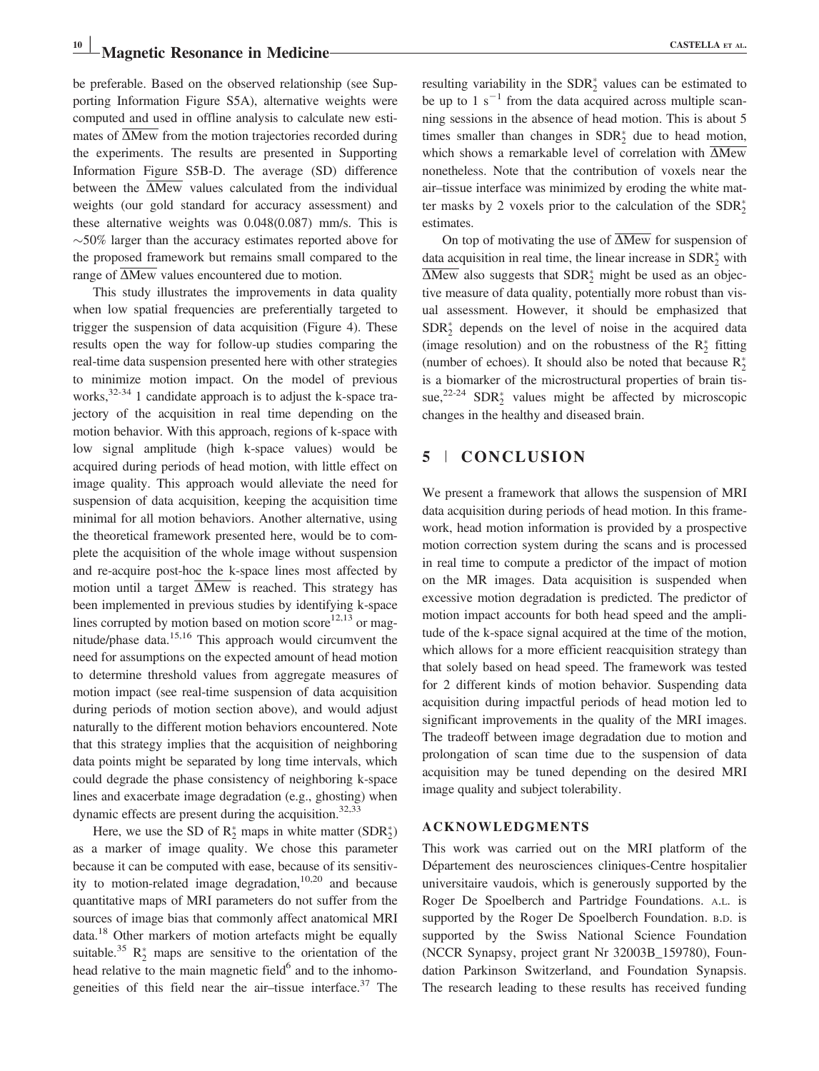be preferable. Based on the observed relationship (see Supporting Information Figure S5A), alternative weights were computed and used in offline analysis to calculate new estimates of $\overline{\Delta\text{Mew}}$ from the motion trajectories recorded during the experiments. The results are presented in Supporting Information Figure S5B-D. The average (SD) difference between the $\overline{\Delta\text{Mew}}$ values calculated from the individual weights (our gold standard for accuracy assessment) and these alternative weights was 0.048(0.087) mm/s. This is ~50% larger than the accuracy estimates reported above for the proposed framework but remains small compared to the range of $\overline{\Delta\text{Mew}}$ values encountered due to motion.

This study illustrates the improvements in data quality when low spatial frequencies are preferentially targeted to trigger the suspension of data acquisition (Figure 4). These results open the way for follow-up studies comparing the real-time data suspension presented here with other strategies to minimize motion impact. On the model of previous works,[32-34] 1 candidate approach is to adjust the k-space trajectory of the acquisition in real time depending on the motion behavior. With this approach, regions of k-space with low signal amplitude (high k-space values) would be acquired during periods of head motion, with little effect on image quality. This approach would alleviate the need for suspension of data acquisition, keeping the acquisition time minimal for all motion behaviors. Another alternative, using the theoretical framework presented here, would be to complete the acquisition of the whole image without suspension and re-acquire post-hoc the k-space lines most affected by motion until a target $\overline{\Delta\text{Mew}}$ is reached. This strategy has been implemented in previous studies by identifying k-space lines corrupted by motion based on motion score[12,13] or magnitude/phase data.[15,16] This approach would circumvent the need for assumptions on the expected amount of head motion to determine threshold values from aggregate measures of motion impact (see real-time suspension of data acquisition during periods of motion section above), and would adjust naturally to the different motion behaviors encountered. Note that this strategy implies that the acquisition of neighboring data points might be separated by long time intervals, which could degrade the phase consistency of neighboring k-space lines and exacerbate image degradation (e.g., ghosting) when dynamic effects are present during the acquisition.[32,33]

Here, we use the SD of $R_2^*$ maps in white matter ($SDR_2^*$) as a marker of image quality. We chose this parameter because it can be computed with ease, because of its sensitivity to motion-related image degradation,[10,20] and because quantitative maps of MRI parameters do not suffer from the sources of image bias that commonly affect anatomical MRI data.[18] Other markers of motion artefacts might be equally suitable.[35] $R_2^*$ maps are sensitive to the orientation of the head relative to the main magnetic field[6] and to the inhomogeneities of this field near the air–tissue interface.[37] The resulting variability in the $SDR_2^*$ values can be estimated to be up to 1 $s^{-1}$ from the data acquired across multiple scanning sessions in the absence of head motion. This is about 5 times smaller than changes in $SDR_2^*$ due to head motion, which shows a remarkable level of correlation with $\overline{\Delta\text{Mew}}$ nonetheless. Note that the contribution of voxels near the air–tissue interface was minimized by eroding the white matter masks by 2 voxels prior to the calculation of the $SDR_2^*$ estimates.

On top of motivating the use of $\overline{\Delta\text{Mew}}$ for suspension of data acquisition in real time, the linear increase in $SDR_2^*$ with $\overline{\Delta\text{Mew}}$ also suggests that $SDR_2^*$ might be used as an objective measure of data quality, potentially more robust than visual assessment. However, it should be emphasized that $SDR_2^*$ depends on the level of noise in the acquired data (image resolution) and on the robustness of the $R_2^*$ fitting (number of echoes). It should also be noted that because $R_2^*$ is a biomarker of the microstructural properties of brain tissue,[22-24] $SDR_2^*$ values might be affected by microscopic changes in the healthy and diseased brain.

## 5 | CONCLUSION

We present a framework that allows the suspension of MRI data acquisition during periods of head motion. In this framework, head motion information is provided by a prospective motion correction system during the scans and is processed in real time to compute a predictor of the impact of motion on the MR images. Data acquisition is suspended when excessive motion degradation is predicted. The predictor of motion impact accounts for both head speed and the amplitude of the k-space signal acquired at the time of the motion, which allows for a more efficient reacquisition strategy than that solely based on head speed. The framework was tested for 2 different kinds of motion behavior. Suspending data acquisition during impactful periods of head motion led to significant improvements in the quality of the MRI images. The tradeoff between image degradation due to motion and prolongation of scan time due to the suspension of data acquisition may be tuned depending on the desired MRI image quality and subject tolerability.

### ACKNOWLEDGMENTS

This work was carried out on the MRI platform of the Département des neurosciences cliniques-Centre hospitalier universitaire vaudois, which is generously supported by the Roger De Spoelberch and Partridge Foundations. A.L. is supported by the Roger De Spoelberch Foundation. B.D. is supported by the Swiss National Science Foundation (NCCR Synapsy, project grant Nr 32003B_159780), Foundation Parkinson Switzerland, and Foundation Synapsis. The research leading to these results has received funding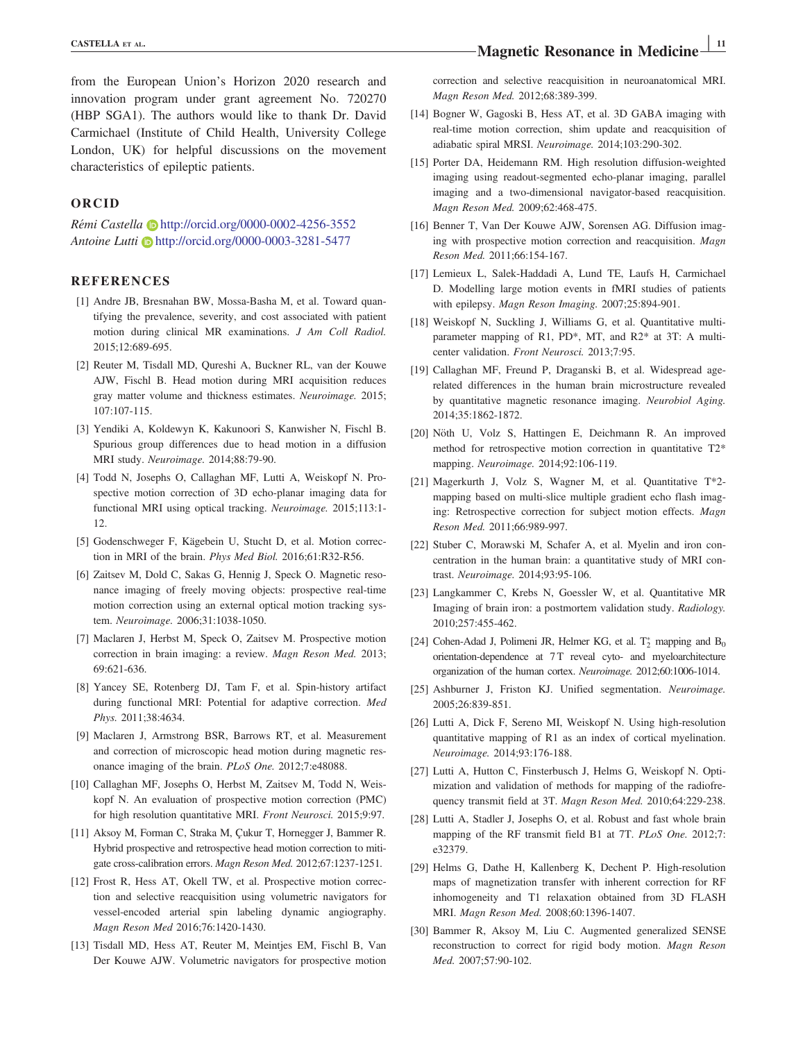from the European Union's Horizon 2020 research and innovation program under grant agreement No. 720270 (HBP SGA1). The authors would like to thank Dr. David Carmichael (Institute of Child Health, University College London, UK) for helpful discussions on the movement characteristics of epileptic patients.

## ORCID

*Rémi Castella* http://orcid.org/0000-0002-4256-3552
*Antoine Lutti* http://orcid.org/0000-0003-3281-5477

## REFERENCES

[1] Andre JB, Bresnahan BW, Mossa-Basha M, et al. Toward quantifying the prevalence, severity, and cost associated with patient motion during clinical MR examinations. *J Am Coll Radiol.* 2015;12:689-695.

[2] Reuter M, Tisdall MD, Qureshi A, Buckner RL, van der Kouwe AJW, Fischl B. Head motion during MRI acquisition reduces gray matter volume and thickness estimates. *Neuroimage.* 2015;107:107-115.

[3] Yendiki A, Koldewyn K, Kakunoori S, Kanwisher N, Fischl B. Spurious group differences due to head motion in a diffusion MRI study. *Neuroimage.* 2014;88:79-90.

[4] Todd N, Josephs O, Callaghan MF, Lutti A, Weiskopf N. Prospective motion correction of 3D echo-planar imaging data for functional MRI using optical tracking. *Neuroimage.* 2015;113:1-12.

[5] Godenschweger F, Kägebein U, Stucht D, et al. Motion correction in MRI of the brain. *Phys Med Biol.* 2016;61:R32-R56.

[6] Zaitsev M, Dold C, Sakas G, Hennig J, Speck O. Magnetic resonance imaging of freely moving objects: prospective real-time motion correction using an external optical motion tracking system. *Neuroimage.* 2006;31:1038-1050.

[7] Maclaren J, Herbst M, Speck O, Zaitsev M. Prospective motion correction in brain imaging: a review. *Magn Reson Med.* 2013;69:621-636.

[8] Yancey SE, Rotenberg DJ, Tam F, et al. Spin-history artifact during functional MRI: Potential for adaptive correction. *Med Phys.* 2011;38:4634.

[9] Maclaren J, Armstrong BSR, Barrows RT, et al. Measurement and correction of microscopic head motion during magnetic resonance imaging of the brain. *PLoS One.* 2012;7:e48088.

[10] Callaghan MF, Josephs O, Herbst M, Zaitsev M, Todd N, Weiskopf N. An evaluation of prospective motion correction (PMC) for high resolution quantitative MRI. *Front Neurosci.* 2015;9:97.

[11] Aksoy M, Forman C, Straka M, Çukur T, Hornegger J, Bammer R. Hybrid prospective and retrospective head motion correction to mitigate cross-calibration errors. *Magn Reson Med.* 2012;67:1237-1251.

[12] Frost R, Hess AT, Okell TW, et al. Prospective motion correction and selective reacquisition using volumetric navigators for vessel-encoded arterial spin labeling dynamic angiography. *Magn Reson Med* 2016;76:1420-1430.

[13] Tisdall MD, Hess AT, Reuter M, Meintjes EM, Fischl B, Van Der Kouwe AJW. Volumetric navigators for prospective motion correction and selective reacquisition in neuroanatomical MRI. *Magn Reson Med.* 2012;68:389-399.

[14] Bogner W, Gagoski B, Hess AT, et al. 3D GABA imaging with real-time motion correction, shim update and reacquisition of adiabatic spiral MRSI. *Neuroimage.* 2014;103:290-302.

[15] Porter DA, Heidemann RM. High resolution diffusion-weighted imaging using readout-segmented echo-planar imaging, parallel imaging and a two-dimensional navigator-based reacquisition. *Magn Reson Med.* 2009;62:468-475.

[16] Benner T, Van Der Kouwe AJW, Sorensen AG. Diffusion imaging with prospective motion correction and reacquisition. *Magn Reson Med.* 2011;66:154-167.

[17] Lemieux L, Salek-Haddadi A, Lund TE, Laufs H, Carmichael D. Modelling large motion events in fMRI studies of patients with epilepsy. *Magn Reson Imaging.* 2007;25:894-901.

[18] Weiskopf N, Suckling J, Williams G, et al. Quantitative multi-parameter mapping of R1, PD*, MT, and R2* at 3T: A multi-center validation. *Front Neurosci.* 2013;7:95.

[19] Callaghan MF, Freund P, Draganski B, et al. Widespread age-related differences in the human brain microstructure revealed by quantitative magnetic resonance imaging. *Neurobiol Aging.* 2014;35:1862-1872.

[20] Nöth U, Volz S, Hattingen E, Deichmann R. An improved method for retrospective motion correction in quantitative T2* mapping. *Neuroimage.* 2014;92:106-119.

[21] Magerkurth J, Volz S, Wagner M, et al. Quantitative T*2-mapping based on multi-slice multiple gradient echo flash imaging: Retrospective correction for subject motion effects. *Magn Reson Med.* 2011;66:989-997.

[22] Stuber C, Morawski M, Schafer A, et al. Myelin and iron concentration in the human brain: a quantitative study of MRI contrast. *Neuroimage.* 2014;93:95-106.

[23] Langkammer C, Krebs N, Goessler W, et al. Quantitative MR Imaging of brain iron: a postmortem validation study. *Radiology.* 2010;257:455-462.

[24] Cohen-Adad J, Polimeni JR, Helmer KG, et al. $T_2^*$ mapping and $B_0$ orientation-dependence at 7 T reveal cyto- and myeloarchitecture organization of the human cortex. *Neuroimage.* 2012;60:1006-1014.

[25] Ashburner J, Friston KJ. Unified segmentation. *Neuroimage.* 2005;26:839-851.

[26] Lutti A, Dick F, Sereno MI, Weiskopf N. Using high-resolution quantitative mapping of R1 as an index of cortical myelination. *Neuroimage.* 2014;93:176-188.

[27] Lutti A, Hutton C, Finsterbusch J, Helms G, Weiskopf N. Optimization and validation of methods for mapping of the radiofrequency transmit field at 3T. *Magn Reson Med.* 2010;64:229-238.

[28] Lutti A, Stadler J, Josephs O, et al. Robust and fast whole brain mapping of the RF transmit field B1 at 7T. *PLoS One.* 2012;7:e32379.

[29] Helms G, Dathe H, Kallenberg K, Dechent P. High-resolution maps of magnetization transfer with inherent correction for RF inhomogeneity and T1 relaxation obtained from 3D FLASH MRI. *Magn Reson Med.* 2008;60:1396-1407.

[30] Bammer R, Aksoy M, Liu C. Augmented generalized SENSE reconstruction to correct for rigid body motion. *Magn Reson Med.* 2007;57:90-102.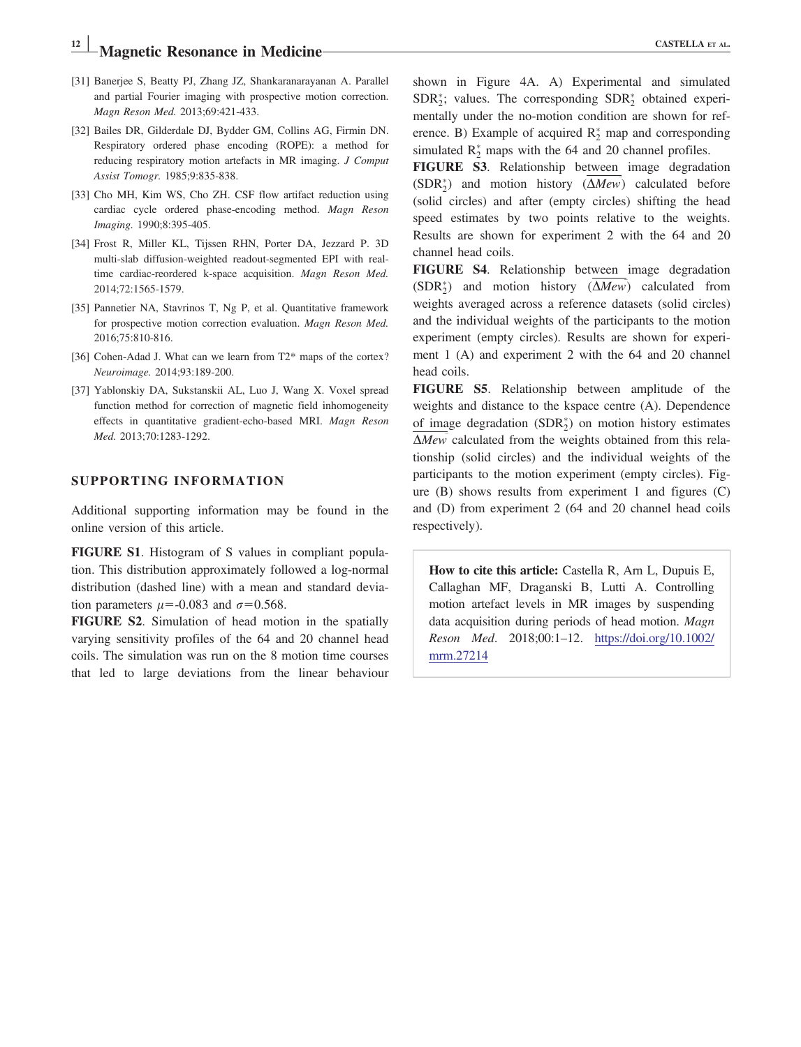[31] Banerjee S, Beatty PJ, Zhang JZ, Shankaranarayanan A. Parallel and partial Fourier imaging with prospective motion correction. *Magn Reson Med.* 2013;69:421-433.

[32] Bailes DR, Gilderdale DJ, Bydder GM, Collins AG, Firmin DN. Respiratory ordered phase encoding (ROPE): a method for reducing respiratory motion artefacts in MR imaging. *J Comput Assist Tomogr.* 1985;9:835-838.

[33] Cho MH, Kim WS, Cho ZH. CSF flow artifact reduction using cardiac cycle ordered phase-encoding method. *Magn Reson Imaging.* 1990;8:395-405.

[34] Frost R, Miller KL, Tijssen RHN, Porter DA, Jezzard P. 3D multi-slab diffusion-weighted readout-segmented EPI with real-time cardiac-reordered k-space acquisition. *Magn Reson Med.* 2014;72:1565-1579.

[35] Pannetier NA, Stavrinos T, Ng P, et al. Quantitative framework for prospective motion correction evaluation. *Magn Reson Med.* 2016;75:810-816.

[36] Cohen-Adad J. What can we learn from T2* maps of the cortex? *Neuroimage.* 2014;93:189-200.

[37] Yablonskiy DA, Sukstanskii AL, Luo J, Wang X. Voxel spread function method for correction of magnetic field inhomogeneity effects in quantitative gradient-echo-based MRI. *Magn Reson Med.* 2013;70:1283-1292.

## SUPPORTING INFORMATION

Additional supporting information may be found in the online version of this article.

**FIGURE S1**. Histogram of S values in compliant population. This distribution approximately followed a log-normal distribution (dashed line) with a mean and standard deviation parameters $\mu$=-0.083 and $\sigma$=0.568.

**FIGURE S2**. Simulation of head motion in the spatially varying sensitivity profiles of the 64 and 20 channel head coils. The simulation was run on the 8 motion time courses that led to large deviations from the linear behaviour shown in Figure 4A. A) Experimental and simulated $SDR_2^*$; values. The corresponding $SDR_2^*$ obtained experimentally under the no-motion condition are shown for reference. B) Example of acquired $R_2^*$ map and corresponding simulated $R_2^*$ maps with the 64 and 20 channel profiles.

**FIGURE S3**. Relationship between image degradation ($SDR_2^*$) and motion history ($\overline{\Delta Mew}$) calculated before (solid circles) and after (empty circles) shifting the head speed estimates by two points relative to the weights. Results are shown for experiment 2 with the 64 and 20 channel head coils.

**FIGURE S4**. Relationship between image degradation ($SDR_2^*$) and motion history ($\overline{\Delta Mew}$) calculated from weights averaged across a reference datasets (solid circles) and the individual weights of the participants to the motion experiment (empty circles). Results are shown for experiment 1 (A) and experiment 2 with the 64 and 20 channel head coils.

**FIGURE S5**. Relationship between amplitude of the weights and distance to the kspace centre (A). Dependence of image degradation ($SDR_2^*$) on motion history estimates $\overline{\Delta Mew}$ calculated from the weights obtained from this relationship (solid circles) and the individual weights of the participants to the motion experiment (empty circles). Figure (B) shows results from experiment 1 and figures (C) and (D) from experiment 2 (64 and 20 channel head coils respectively).

**How to cite this article:** Castella R, Arn L, Dupuis E, Callaghan MF, Draganski B, Lutti A. Controlling motion artefact levels in MR images by suspending data acquisition during periods of head motion. *Magn Reson Med*. 2018;00:1–12. https://doi.org/10.1002/mrm.27214